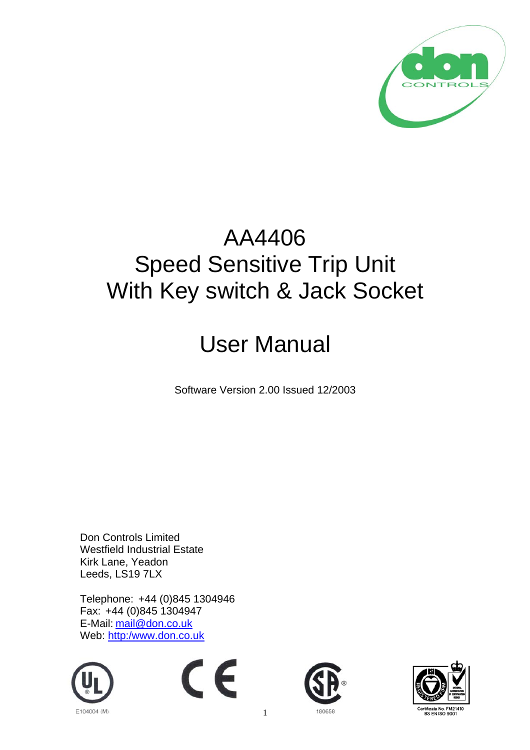# AA4406
# Speed Sensitive Trip Unit
# With Key switch & Jack Socket

# User Manual

Software Version 2.00 Issued 12/2003

Don Controls Limited
Westfield Industrial Estate
Kirk Lane, Yeadon
Leeds, LS19 7LX

Telephone: +44 (0)845 1304946
Fax: +44 (0)845 1304947
E-Mail: mail@don.co.uk
Web: http:/www.don.co.uk

E104004 (M)

180658

Certificate No. FM21410
BS EN ISO 9001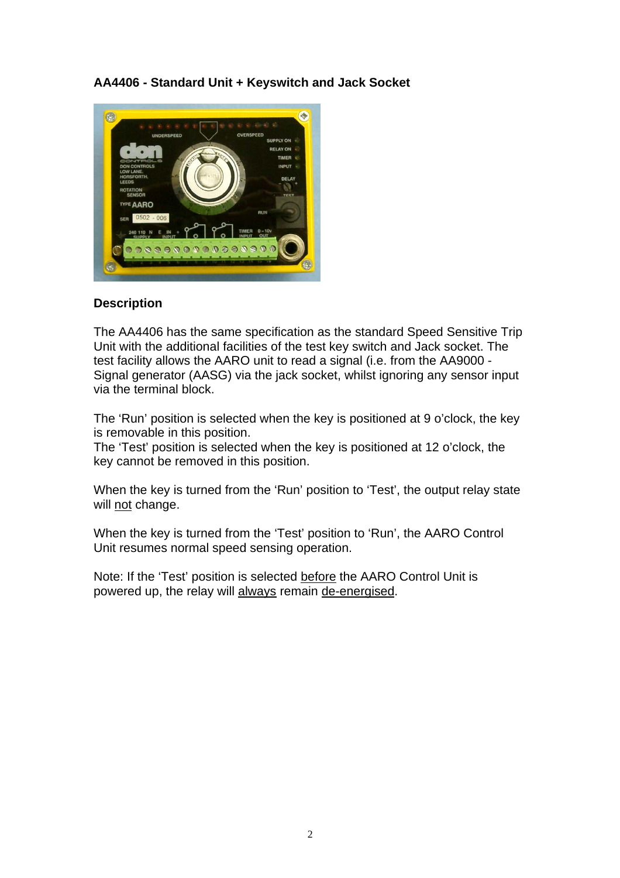**AA4406 - Standard Unit + Keyswitch and Jack Socket**

**Description**

The AA4406 has the same specification as the standard Speed Sensitive Trip Unit with the additional facilities of the test key switch and Jack socket. The test facility allows the AARO unit to read a signal (i.e. from the AA9000 - Signal generator (AASG) via the jack socket, whilst ignoring any sensor input via the terminal block.

The 'Run' position is selected when the key is positioned at 9 o'clock, the key is removable in this position.
The 'Test' position is selected when the key is positioned at 12 o'clock, the key cannot be removed in this position.

When the key is turned from the 'Run' position to 'Test', the output relay state will <u>not</u> change.

When the key is turned from the 'Test' position to 'Run', the AARO Control Unit resumes normal speed sensing operation.

Note: If the 'Test' position is selected <u>before</u> the AARO Control Unit is powered up, the relay will <u>always</u> remain <u>de-energised</u>.